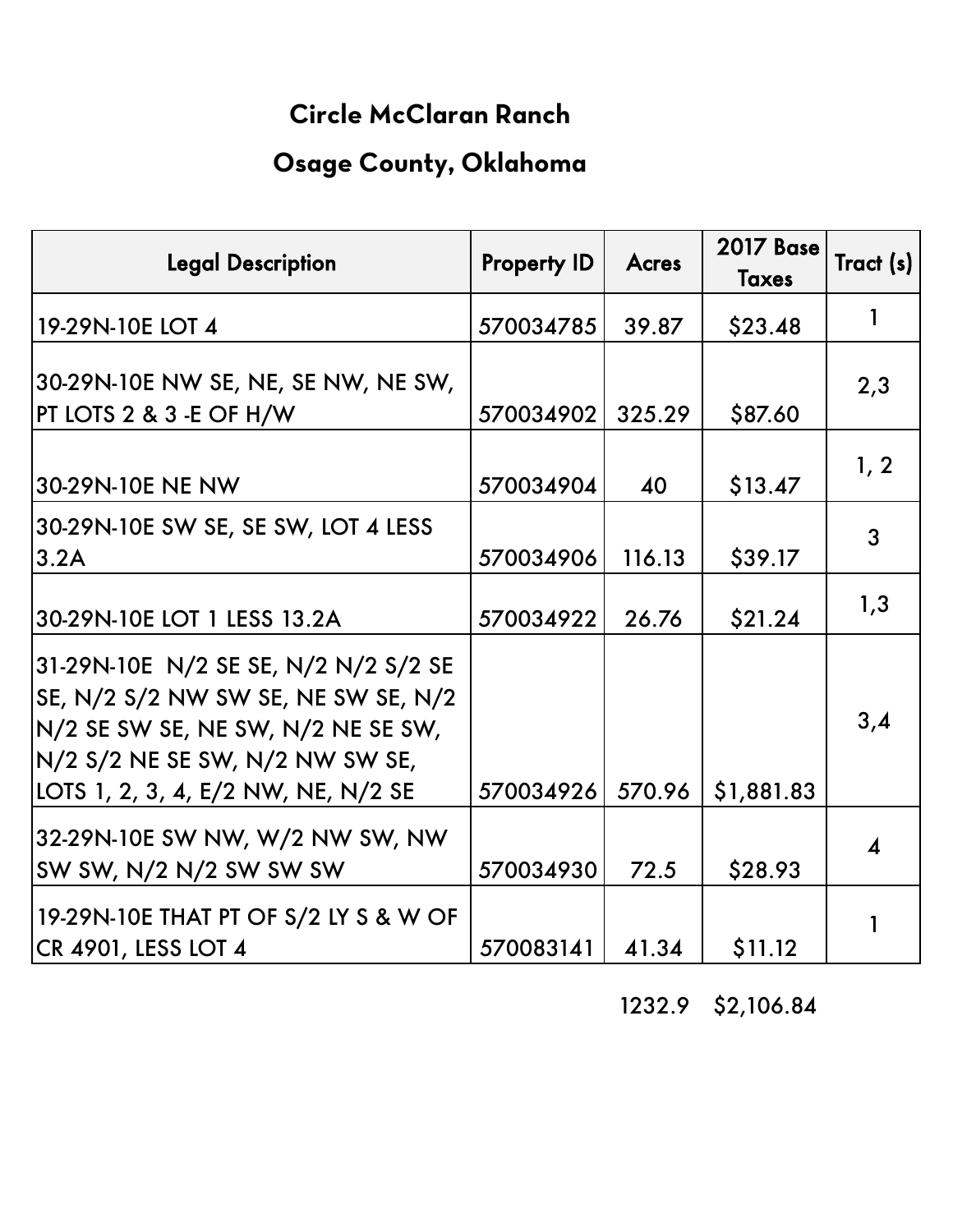# Circle McClaran Ranch

## Osage County, Oklahoma

| Legal Description | Property ID | Acres | 2017 Base Taxes | Tract (s) |
|---|---|---|---|---|
| 19-29N-10E LOT 4 | 570034785 | 39.87 | $23.48 | 1 |
| 30-29N-10E NW SE, NE, SE NW, NE SW, PT LOTS 2 & 3 -E OF H/W | 570034902 | 325.29 | $87.60 | 2,3 |
| 30-29N-10E NE NW | 570034904 | 40 | $13.47 | 1, 2 |
| 30-29N-10E SW SE, SE SW, LOT 4 LESS 3.2A | 570034906 | 116.13 | $39.17 | 3 |
| 30-29N-10E LOT 1 LESS 13.2A | 570034922 | 26.76 | $21.24 | 1,3 |
| 31-29N-10E N/2 SE SE, N/2 N/2 S/2 SE SE, N/2 S/2 NW SW SE, NE SW SE, N/2 N/2 SE SW SE, NE SW, N/2 NE SE SW, N/2 S/2 NE SE SW, N/2 NW SW SE, LOTS 1, 2, 3, 4, E/2 NW, NE, N/2 SE | 570034926 | 570.96 | $1,881.83 | 3,4 |
| 32-29N-10E SW NW, W/2 NW SW, NW SW SW, N/2 N/2 SW SW SW | 570034930 | 72.5 | $28.93 | 4 |
| 19-29N-10E THAT PT OF S/2 LY S & W OF CR 4901, LESS LOT 4 | 570083141 | 41.34 | $11.12 | 1 |
| | | 1232.9 | $2,106.84 | |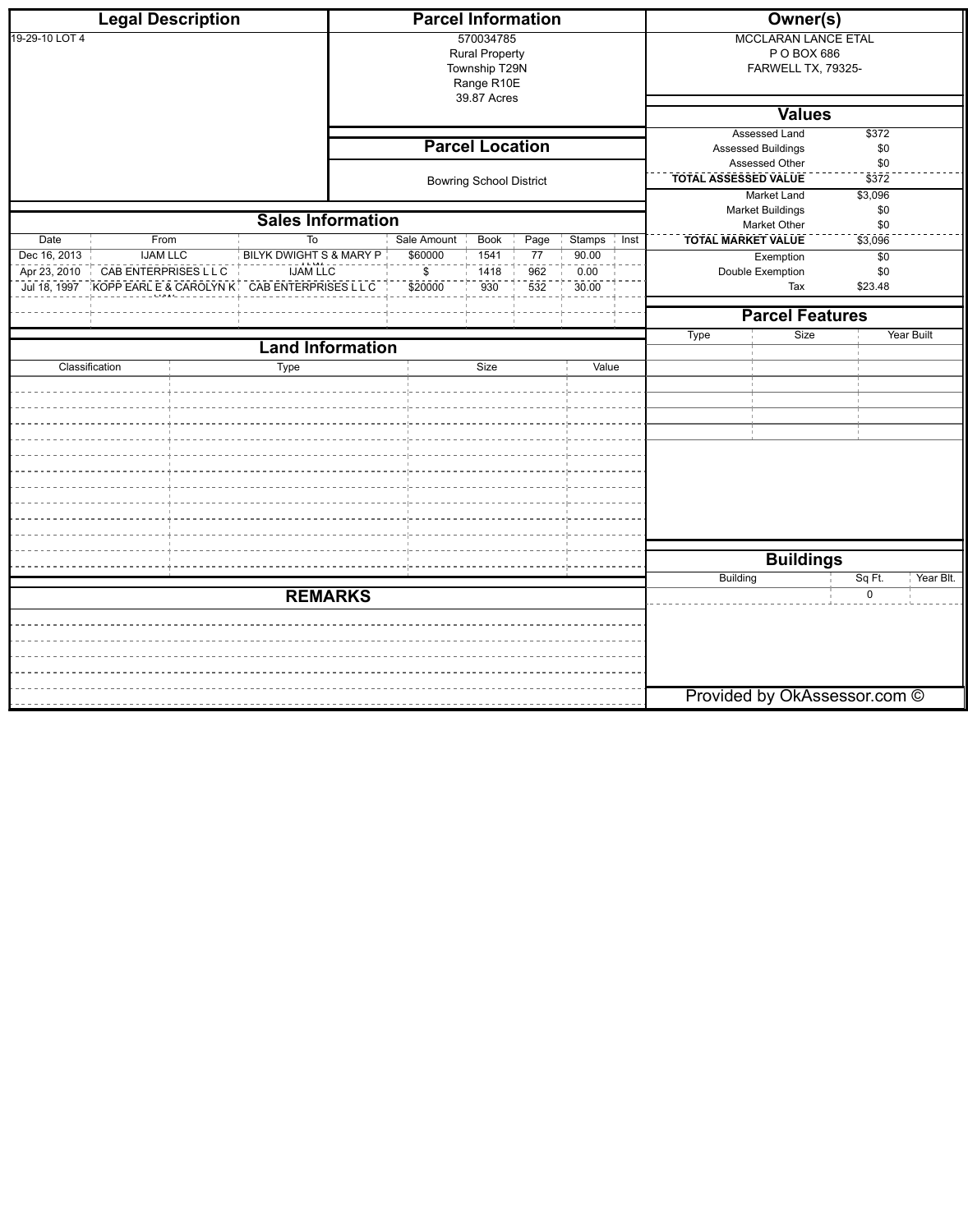## Legal Description

19-29-10 LOT 4

## Parcel Information

570034785
Rural Property
Township T29N
Range R10E
39.87 Acres

## Parcel Location

Bowring School District

## Owner(s)

MCCLARAN LANCE ETAL
P O BOX 686
FARWELL TX, 79325-

## Values

| | |
|---|---|
| Assessed Land | $372 |
| Assessed Buildings | $0 |
| Assessed Other | $0 |
| **TOTAL ASSESSED VALUE** | $372 |
| Market Land | $3,096 |
| Market Buildings | $0 |
| Market Other | $0 |
| **TOTAL MARKET VALUE** | $3,096 |
| Exemption | $0 |
| Double Exemption | $0 |
| Tax | $23.48 |

## Sales Information

| Date | From | To | Sale Amount | Book | Page | Stamps | Inst |
|---|---|---|---|---|---|---|---|
| Dec 16, 2013 | IJAM LLC | BILYK DWIGHT S & MARY P | $60000 | 1541 | 77 | 90.00 | |
| Apr 23, 2010 | CAB ENTERPRISES L L C | IJAM LLC | $ | 1418 | 962 | 0.00 | |
| Jul 18, 1997 | KOPP EARL E & CAROLYN K | CAB ENTERPRISES L L C | $20000 | 930 | 532 | 30.00 | |

## Land Information

| Classification | Type | Size | Value |
|---|---|---|---|

## Parcel Features

| Type | Size | Year Built |
|---|---|---|

## REMARKS

## Buildings

| Building | Sq Ft. | Year Blt. |
|---|---|---|
| | 0 | |

Provided by OkAssessor.com ©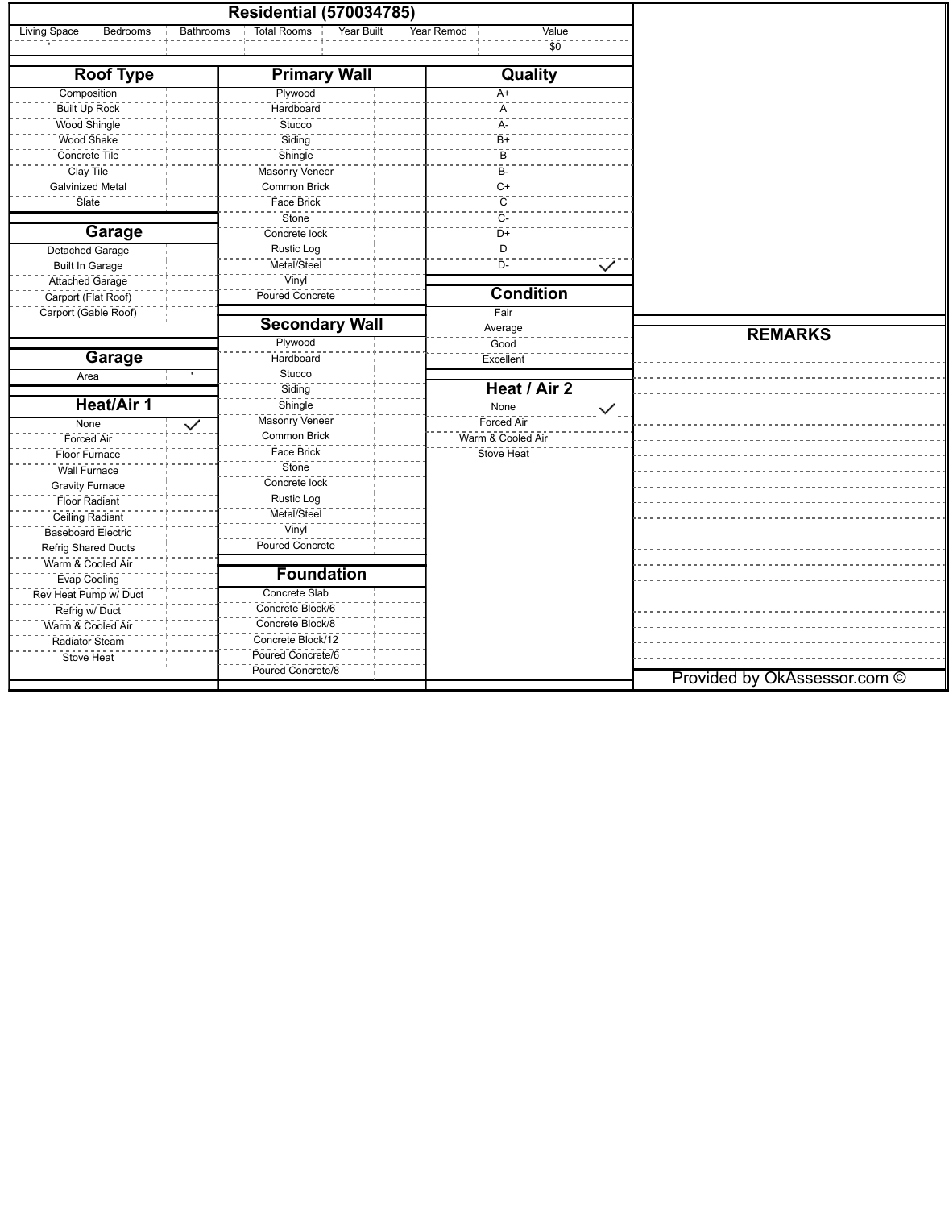## Residential (570034785)

| Living Space | Bedrooms | Bathrooms | Total Rooms | Year Built | Year Remod | Value |
|---|---|---|---|---|---|---|
| ' | | | | | | $0 |

### Roof Type

| Roof Type | |
|---|---|
| Composition | |
| Built Up Rock | |
| Wood Shingle | |
| Wood Shake | |
| Concrete Tile | |
| Clay Tile | |
| Galvinized Metal | |
| Slate | |

### Garage

| Garage | |
|---|---|
| Detached Garage | |
| Built In Garage | |
| Attached Garage | |
| Carport (Flat Roof) | |
| Carport (Gable Roof) | |

### Garage

| Garage | |
|---|---|
| Area | ' |

### Heat/Air 1

| Heat/Air 1 | |
|---|---|
| None | ✓ |
| Forced Air | |
| Floor Furnace | |
| Wall Furnace | |
| Gravity Furnace | |
| Floor Radiant | |
| Ceiling Radiant | |
| Baseboard Electric | |
| Refrig Shared Ducts | |
| Warm & Cooled Air | |
| Evap Cooling | |
| Rev Heat Pump w/ Duct | |
| Refrig w/ Duct | |
| Warm & Cooled Air | |
| Radiator Steam | |
| Stove Heat | |

### Primary Wall

| Primary Wall | |
|---|---|
| Plywood | |
| Hardboard | |
| Stucco | |
| Siding | |
| Shingle | |
| Masonry Veneer | |
| Common Brick | |
| Face Brick | |
| Stone | |
| Concrete lock | |
| Rustic Log | |
| Metal/Steel | |
| Vinyl | |
| Poured Concrete | |

### Secondary Wall

| Secondary Wall | |
|---|---|
| Plywood | |
| Hardboard | |
| Stucco | |
| Siding | |
| Shingle | |
| Masonry Veneer | |
| Common Brick | |
| Face Brick | |
| Stone | |
| Concrete lock | |
| Rustic Log | |
| Metal/Steel | |
| Vinyl | |
| Poured Concrete | |

### Foundation

| Foundation | |
|---|---|
| Concrete Slab | |
| Concrete Block/6 | |
| Concrete Block/8 | |
| Concrete Block/12 | |
| Poured Concrete/6 | |
| Poured Concrete/8 | |

### Quality

| Quality | |
|---|---|
| A+ | |
| A | |
| A- | |
| B+ | |
| B | |
| B- | |
| C+ | |
| C | |
| C- | |
| D+ | |
| D | |
| D- | ✓ |

### Condition

| Condition | |
|---|---|
| Fair | |
| Average | |
| Good | |
| Excellent | |

### Heat / Air 2

| Heat / Air 2 | |
|---|---|
| None | ✓ |
| Forced Air | |
| Warm & Cooled Air | |
| Stove Heat | |

### REMARKS

Provided by OkAssessor.com ©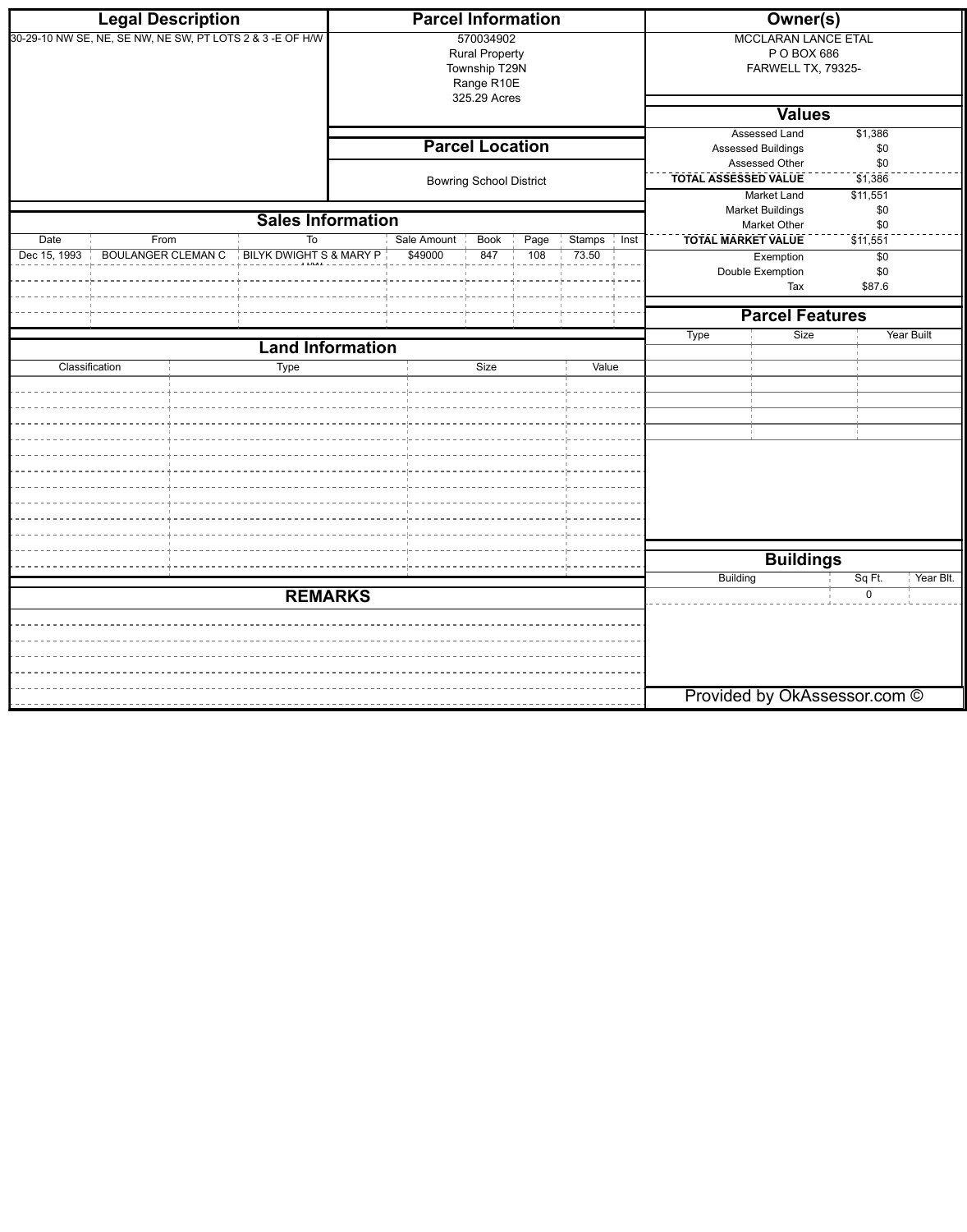## Legal Description

30-29-10 NW SE, NE, SE NW, NE SW, PT LOTS 2 & 3 -E OF H/W

## Parcel Information

570034902
Rural Property
Township T29N
Range R10E
325.29 Acres

## Owner(s)

MCCLARAN LANCE ETAL
P O BOX 686
FARWELL TX, 79325-

## Values

| | |
|---|---|
| Assessed Land | $1,386 |
| Assessed Buildings | $0 |
| Assessed Other | $0 |
| **TOTAL ASSESSED VALUE** | $1,386 |
| Market Land | $11,551 |
| Market Buildings | $0 |
| Market Other | $0 |
| **TOTAL MARKET VALUE** | $11,551 |
| Exemption | $0 |
| Double Exemption | $0 |
| Tax | $87.6 |

## Parcel Location

Bowring School District

## Sales Information

| Date | From | To | Sale Amount | Book | Page | Stamps | Inst |
|---|---|---|---|---|---|---|---|
| Dec 15, 1993 | BOULANGER CLEMAN C | BILYK DWIGHT S & MARY P | $49000 | 847 | 108 | 73.50 | |

## Parcel Features

| Type | Size | Year Built |
|---|---|---|

## Land Information

| Classification | Type | Size | Value |
|---|---|---|---|

## Buildings

| Building | Sq Ft. | Year Blt. |
|---|---|---|
| | 0 | |

## REMARKS

Provided by OkAssessor.com ©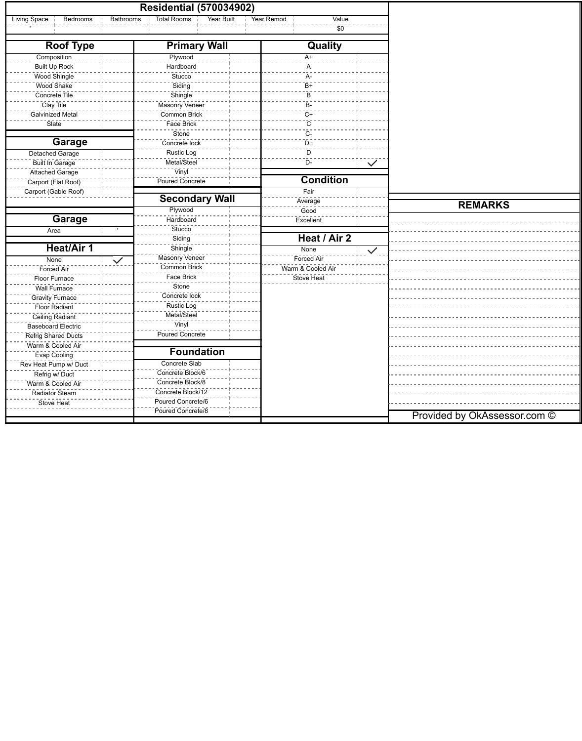## Residential (570034902)

| Living Space | Bedrooms | Bathrooms | Total Rooms | Year Built | Year Remod | Value |
|---|---|---|---|---|---|---|
| ' | | | | | | $0 |

### Roof Type

| | |
|---|---|
| Composition | |
| Built Up Rock | |
| Wood Shingle | |
| Wood Shake | |
| Concrete Tile | |
| Clay Tile | |
| Galvinized Metal | |
| Slate | |

### Garage

| | |
|---|---|
| Detached Garage | |
| Built In Garage | |
| Attached Garage | |
| Carport (Flat Roof) | |
| Carport (Gable Roof) | |

### Garage

| | |
|---|---|
| Area | ' |

### Heat/Air 1

| | |
|---|---|
| None | ✓ |
| Forced Air | |
| Floor Furnace | |
| Wall Furnace | |
| Gravity Furnace | |
| Floor Radiant | |
| Ceiling Radiant | |
| Baseboard Electric | |
| Refrig Shared Ducts | |
| Warm & Cooled Air | |
| Evap Cooling | |
| Rev Heat Pump w/ Duct | |
| Refrig w/ Duct | |
| Warm & Cooled Air | |
| Radiator Steam | |
| Stove Heat | |

### Primary Wall

| | |
|---|---|
| Plywood | |
| Hardboard | |
| Stucco | |
| Siding | |
| Shingle | |
| Masonry Veneer | |
| Common Brick | |
| Face Brick | |
| Stone | |
| Concrete lock | |
| Rustic Log | |
| Metal/Steel | |
| Vinyl | |
| Poured Concrete | |

### Secondary Wall

| | |
|---|---|
| Plywood | |
| Hardboard | |
| Stucco | |
| Siding | |
| Shingle | |
| Masonry Veneer | |
| Common Brick | |
| Face Brick | |
| Stone | |
| Concrete lock | |
| Rustic Log | |
| Metal/Steel | |
| Vinyl | |
| Poured Concrete | |

### Foundation

| | |
|---|---|
| Concrete Slab | |
| Concrete Block/6 | |
| Concrete Block/8 | |
| Concrete Block/12 | |
| Poured Concrete/6 | |
| Poured Concrete/8 | |

### Quality

| | |
|---|---|
| A+ | |
| A | |
| A- | |
| B+ | |
| B | |
| B- | |
| C+ | |
| C | |
| C- | |
| D+ | |
| D | |
| D- | ✓ |

### Condition

| | |
|---|---|
| Fair | |
| Average | |
| Good | |
| Excellent | |

### Heat / Air 2

| | |
|---|---|
| None | ✓ |
| Forced Air | |
| Warm & Cooled Air | |
| Stove Heat | |

### REMARKS

Provided by OkAssessor.com ©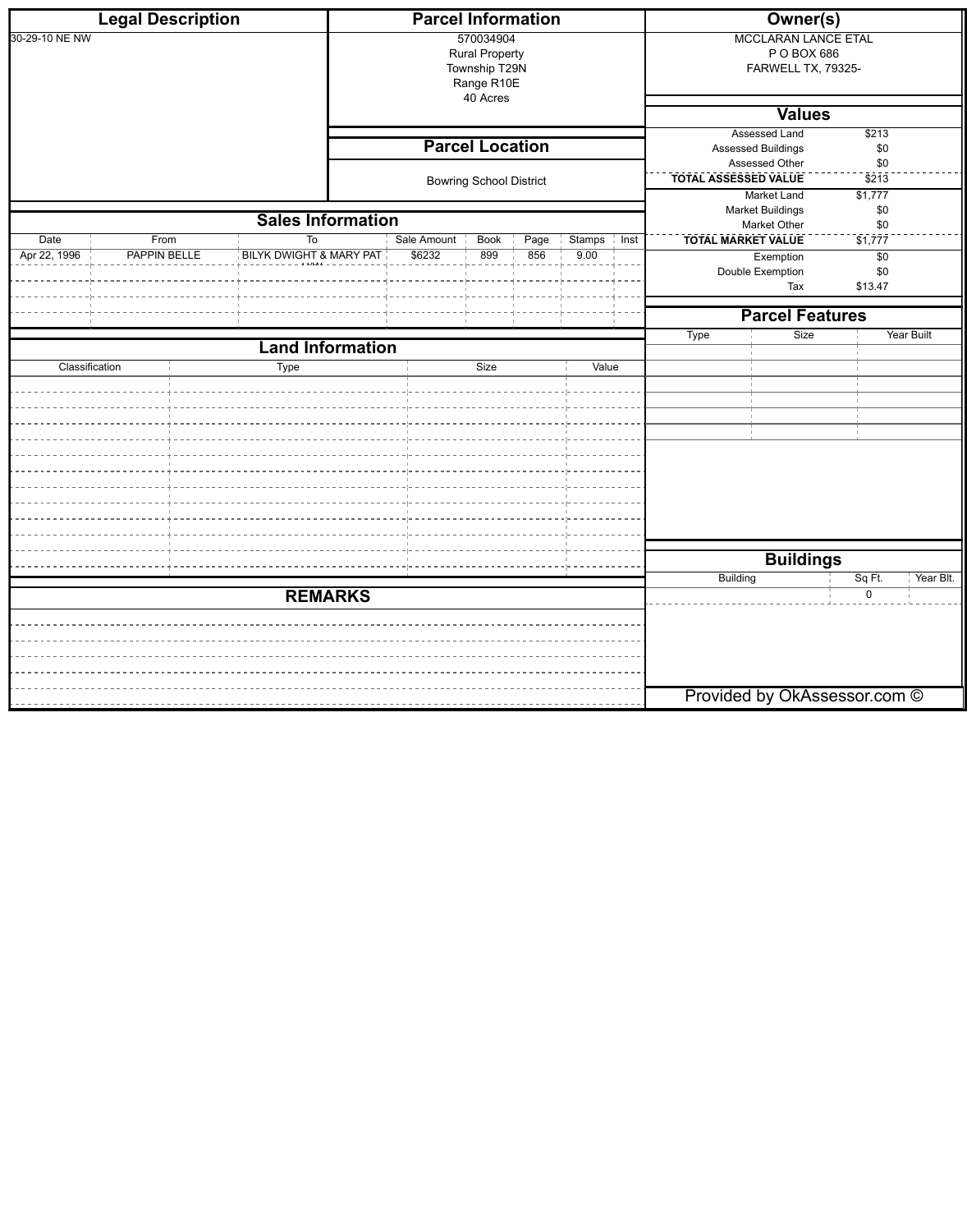## Legal Description

30-29-10 NE NW

## Parcel Information

570034904
Rural Property
Township T29N
Range R10E
40 Acres

## Parcel Location

Bowring School District

## Owner(s)

MCCLARAN LANCE ETAL
P O BOX 686
FARWELL TX, 79325-

## Values

| | |
|---|---|
| Assessed Land | $213 |
| Assessed Buildings | $0 |
| Assessed Other | $0 |
| **TOTAL ASSESSED VALUE** | $213 |
| Market Land | $1,777 |
| Market Buildings | $0 |
| Market Other | $0 |
| **TOTAL MARKET VALUE** | $1,777 |
| Exemption | $0 |
| Double Exemption | $0 |
| Tax | $13.47 |

## Sales Information

| Date | From | To | Sale Amount | Book | Page | Stamps | Inst |
|---|---|---|---|---|---|---|---|
| Apr 22, 1996 | PAPPIN BELLE | BILYK DWIGHT & MARY PAT | $6232 | 899 | 856 | 9.00 | |

## Parcel Features

| Type | Size | Year Built |
|---|---|---|

## Land Information

| Classification | Type | Size | Value |
|---|---|---|---|

## Buildings

| Building | Sq Ft. | Year Blt. |
|---|---|---|
| | 0 | |

## REMARKS

Provided by OkAssessor.com ©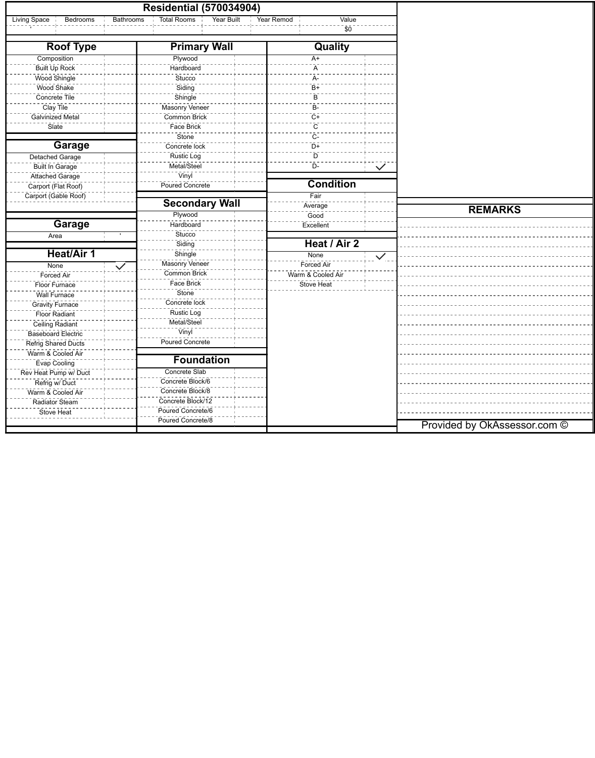## Residential (570034904)

| Living Space | Bedrooms | Bathrooms | Total Rooms | Year Built | Year Remod | Value |
|---|---|---|---|---|---|---|
| ' | | | | | | $0 |

### Roof Type

| | |
|---|---|
| Composition | |
| Built Up Rock | |
| Wood Shingle | |
| Wood Shake | |
| Concrete Tile | |
| Clay Tile | |
| Galvinized Metal | |
| Slate | |

### Garage

| | |
|---|---|
| Detached Garage | |
| Built In Garage | |
| Attached Garage | |
| Carport (Flat Roof) | |
| Carport (Gable Roof) | |

### Garage

| | |
|---|---|
| Area | ' |

### Heat/Air 1

| | |
|---|---|
| None | ✓ |
| Forced Air | |
| Floor Furnace | |
| Wall Furnace | |
| Gravity Furnace | |
| Floor Radiant | |
| Ceiling Radiant | |
| Baseboard Electric | |
| Refrig Shared Ducts | |
| Warm & Cooled Air | |
| Evap Cooling | |
| Rev Heat Pump w/ Duct | |
| Refrig w/ Duct | |
| Warm & Cooled Air | |
| Radiator Steam | |
| Stove Heat | |

### Primary Wall

| | |
|---|---|
| Plywood | |
| Hardboard | |
| Stucco | |
| Siding | |
| Shingle | |
| Masonry Veneer | |
| Common Brick | |
| Face Brick | |
| Stone | |
| Concrete lock | |
| Rustic Log | |
| Metal/Steel | |
| Vinyl | |
| Poured Concrete | |

### Secondary Wall

| | |
|---|---|
| Plywood | |
| Hardboard | |
| Stucco | |
| Siding | |
| Shingle | |
| Masonry Veneer | |
| Common Brick | |
| Face Brick | |
| Stone | |
| Concrete lock | |
| Rustic Log | |
| Metal/Steel | |
| Vinyl | |
| Poured Concrete | |

### Foundation

| | |
|---|---|
| Concrete Slab | |
| Concrete Block/6 | |
| Concrete Block/8 | |
| Concrete Block/12 | |
| Poured Concrete/6 | |
| Poured Concrete/8 | |

### Quality

| | |
|---|---|
| A+ | |
| A | |
| A- | |
| B+ | |
| B | |
| B- | |
| C+ | |
| C | |
| C- | |
| D+ | |
| D | |
| D- | ✓ |

### Condition

| | |
|---|---|
| Fair | |
| Average | |
| Good | |
| Excellent | |

### Heat / Air 2

| | |
|---|---|
| None | ✓ |
| Forced Air | |
| Warm & Cooled Air | |
| Stove Heat | |

### REMARKS

Provided by OkAssessor.com ©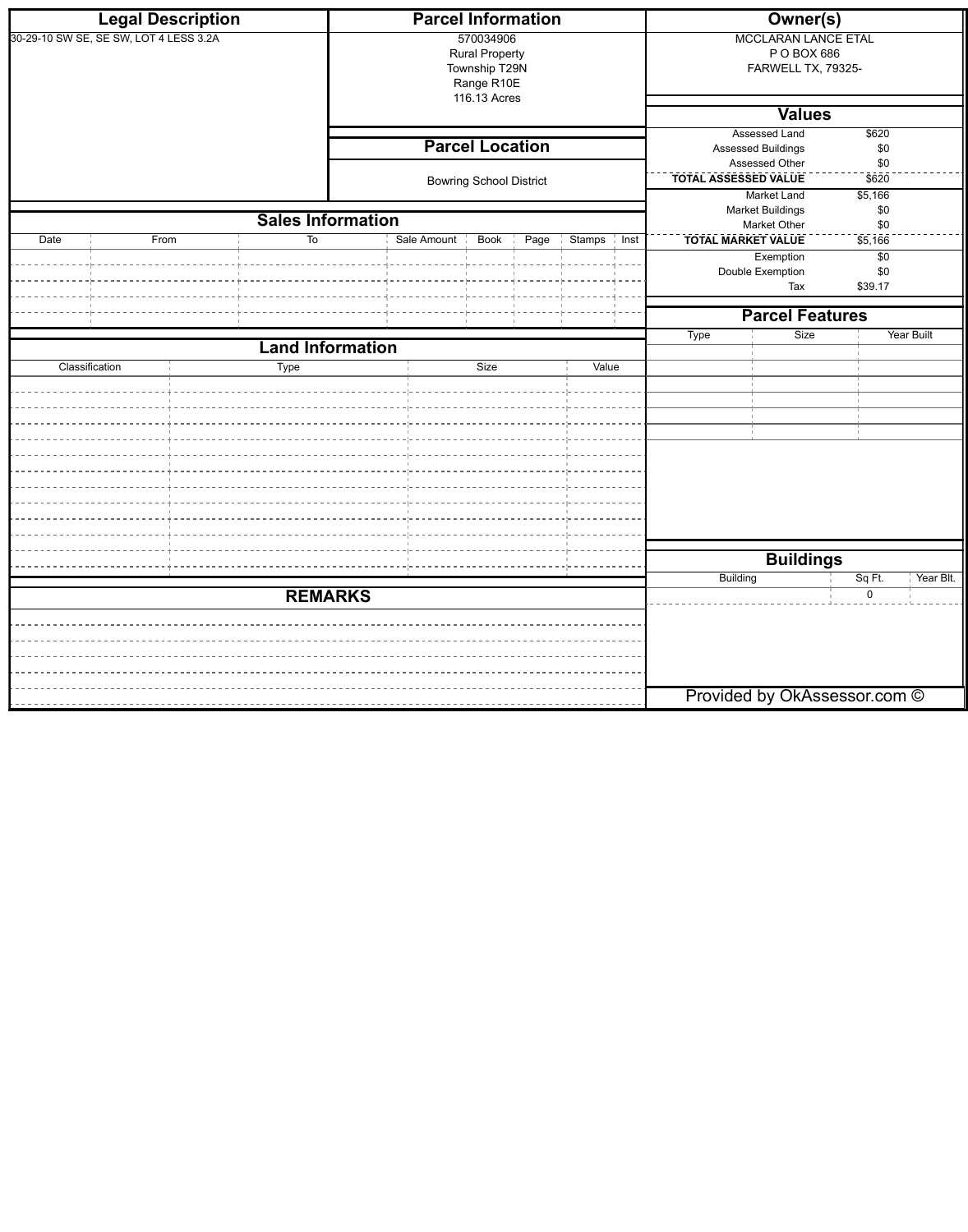## Legal Description

30-29-10 SW SE, SE SW, LOT 4 LESS 3.2A

## Parcel Information

570034906
Rural Property
Township T29N
Range R10E
116.13 Acres

## Parcel Location

Bowring School District

## Owner(s)

MCCLARAN LANCE ETAL
P O BOX 686
FARWELL TX, 79325-

## Values

| | |
|---|---|
| Assessed Land | $620 |
| Assessed Buildings | $0 |
| Assessed Other | $0 |
| **TOTAL ASSESSED VALUE** | $620 |
| Market Land | $5,166 |
| Market Buildings | $0 |
| Market Other | $0 |
| **TOTAL MARKET VALUE** | $5,166 |
| Exemption | $0 |
| Double Exemption | $0 |
| Tax | $39.17 |

## Sales Information

| Date | From | To | Sale Amount | Book | Page | Stamps | Inst |
|---|---|---|---|---|---|---|---|
| | | | | | | | |

## Parcel Features

| Type | Size | Year Built |
|---|---|---|
| | | |

## Land Information

| Classification | Type | Size | Value |
|---|---|---|---|
| | | | |

## Buildings

| Building | Sq Ft. | Year Blt. |
|---|---|---|
| | 0 | |

## REMARKS

Provided by OkAssessor.com ©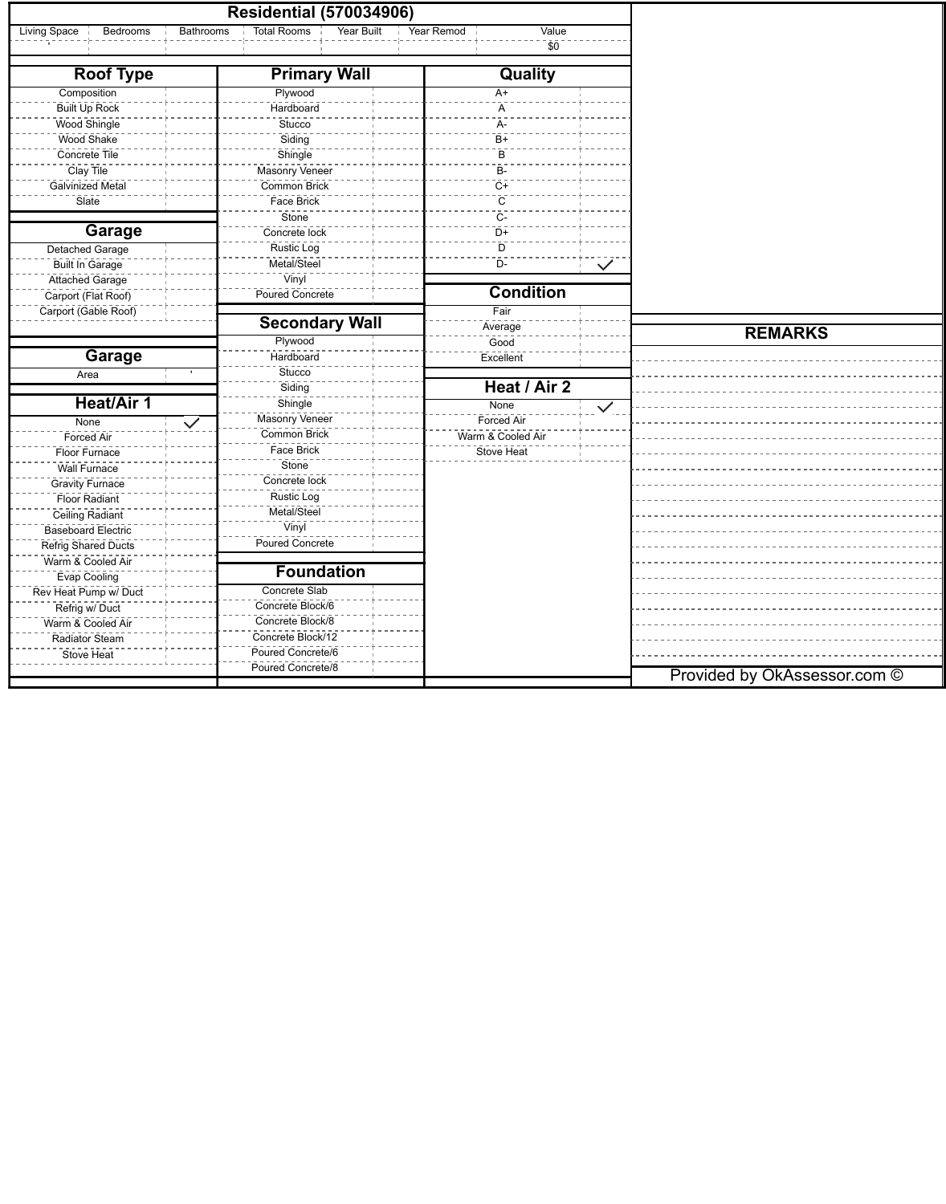# Residential (570034906)

| Living Space | Bedrooms | Bathrooms | Total Rooms | Year Built | Year Remod | Value |
|---|---|---|---|---|---|---|
| ' | | | | | | $0 |

## Roof Type

| | |
|---|---|
| Composition | |
| Built Up Rock | |
| Wood Shingle | |
| Wood Shake | |
| Concrete Tile | |
| Clay Tile | |
| Galvinized Metal | |
| Slate | |

## Garage

| | |
|---|---|
| Detached Garage | |
| Built In Garage | |
| Attached Garage | |
| Carport (Flat Roof) | |
| Carport (Gable Roof) | |

## Garage

| | |
|---|---|
| Area | ' |

## Heat/Air 1

| | |
|---|---|
| None | ✓ |
| Forced Air | |
| Floor Furnace | |
| Wall Furnace | |
| Gravity Furnace | |
| Floor Radiant | |
| Ceiling Radiant | |
| Baseboard Electric | |
| Refrig Shared Ducts | |
| Warm & Cooled Air | |
| Evap Cooling | |
| Rev Heat Pump w/ Duct | |
| Refrig w/ Duct | |
| Warm & Cooled Air | |
| Radiator Steam | |
| Stove Heat | |

## Primary Wall

| | |
|---|---|
| Plywood | |
| Hardboard | |
| Stucco | |
| Siding | |
| Shingle | |
| Masonry Veneer | |
| Common Brick | |
| Face Brick | |
| Stone | |
| Concrete lock | |
| Rustic Log | |
| Metal/Steel | |
| Vinyl | |
| Poured Concrete | |

## Secondary Wall

| | |
|---|---|
| Plywood | |
| Hardboard | |
| Stucco | |
| Siding | |
| Shingle | |
| Masonry Veneer | |
| Common Brick | |
| Face Brick | |
| Stone | |
| Concrete lock | |
| Rustic Log | |
| Metal/Steel | |
| Vinyl | |
| Poured Concrete | |

## Foundation

| | |
|---|---|
| Concrete Slab | |
| Concrete Block/6 | |
| Concrete Block/8 | |
| Concrete Block/12 | |
| Poured Concrete/6 | |
| Poured Concrete/8 | |

## Quality

| | |
|---|---|
| A+ | |
| A | |
| A- | |
| B+ | |
| B | |
| B- | |
| C+ | |
| C | |
| C- | |
| D+ | |
| D | |
| D- | ✓ |

## Condition

| | |
|---|---|
| Fair | |
| Average | |
| Good | |
| Excellent | |

## Heat / Air 2

| | |
|---|---|
| None | ✓ |
| Forced Air | |
| Warm & Cooled Air | |
| Stove Heat | |

## REMARKS

Provided by OkAssessor.com ©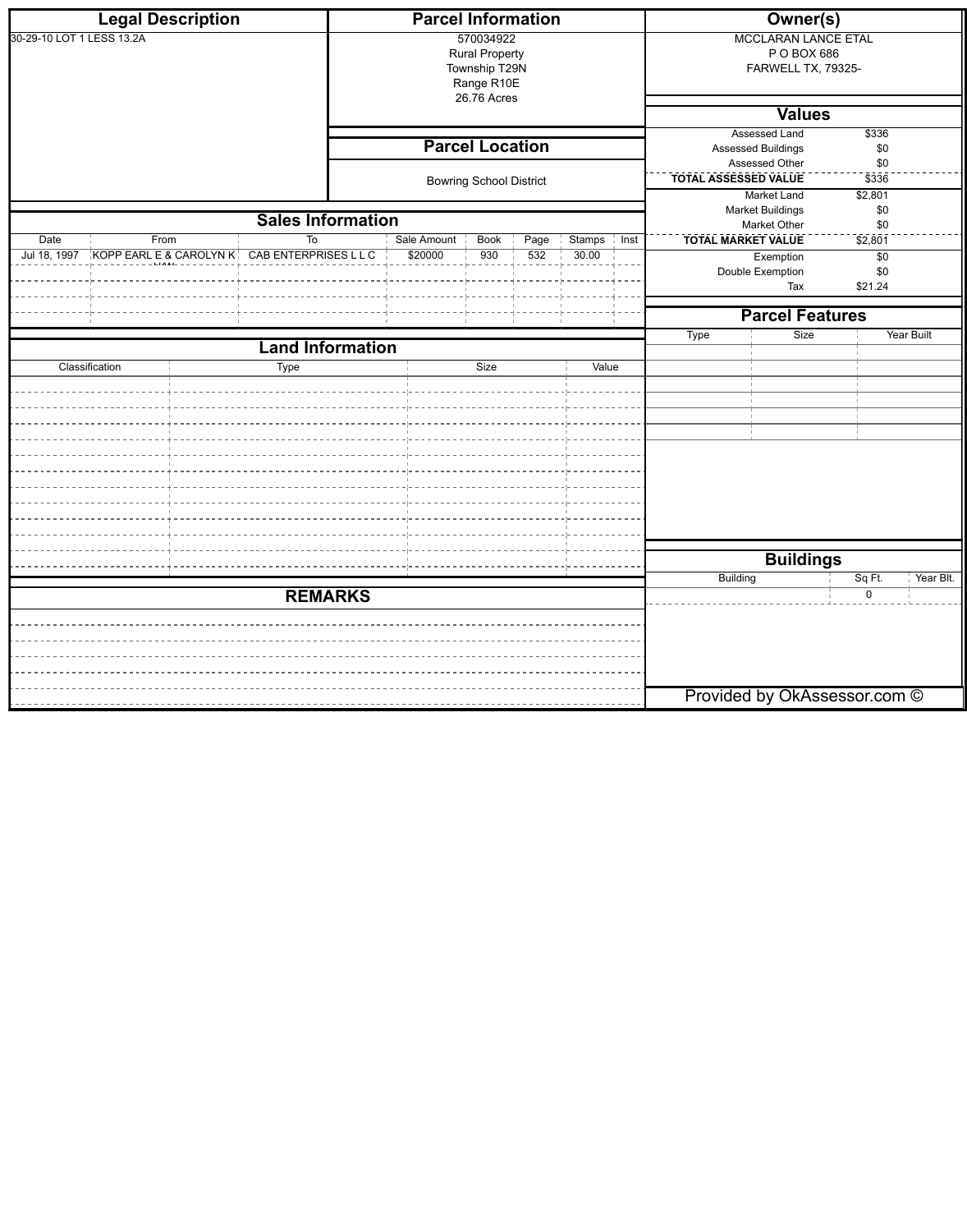## Legal Description

30-29-10 LOT 1 LESS 13.2A

## Parcel Information

570034922
Rural Property
Township T29N
Range R10E
26.76 Acres

## Owner(s)

MCCLARAN LANCE ETAL
P O BOX 686
FARWELL TX, 79325-

## Values

| | |
|---|---|
| Assessed Land | $336 |
| Assessed Buildings | $0 |
| Assessed Other | $0 |
| **TOTAL ASSESSED VALUE** | $336 |
| Market Land | $2,801 |
| Market Buildings | $0 |
| Market Other | $0 |
| **TOTAL MARKET VALUE** | $2,801 |
| Exemption | $0 |
| Double Exemption | $0 |
| Tax | $21.24 |

## Parcel Location

Bowring School District

## Sales Information

| Date | From | To | Sale Amount | Book | Page | Stamps | Inst |
|---|---|---|---|---|---|---|---|
| Jul 18, 1997 | KOPP EARL E & CAROLYN K | CAB ENTERPRISES L L C | $20000 | 930 | 532 | 30.00 | |

## Land Information

| Classification | Type | Size | Value |
|---|---|---|---|

## Parcel Features

| Type | Size | Year Built |
|---|---|---|

## Buildings

| Building | Sq Ft. | Year Blt. |
|---|---|---|
| | 0 | |

## REMARKS

Provided by OkAssessor.com ©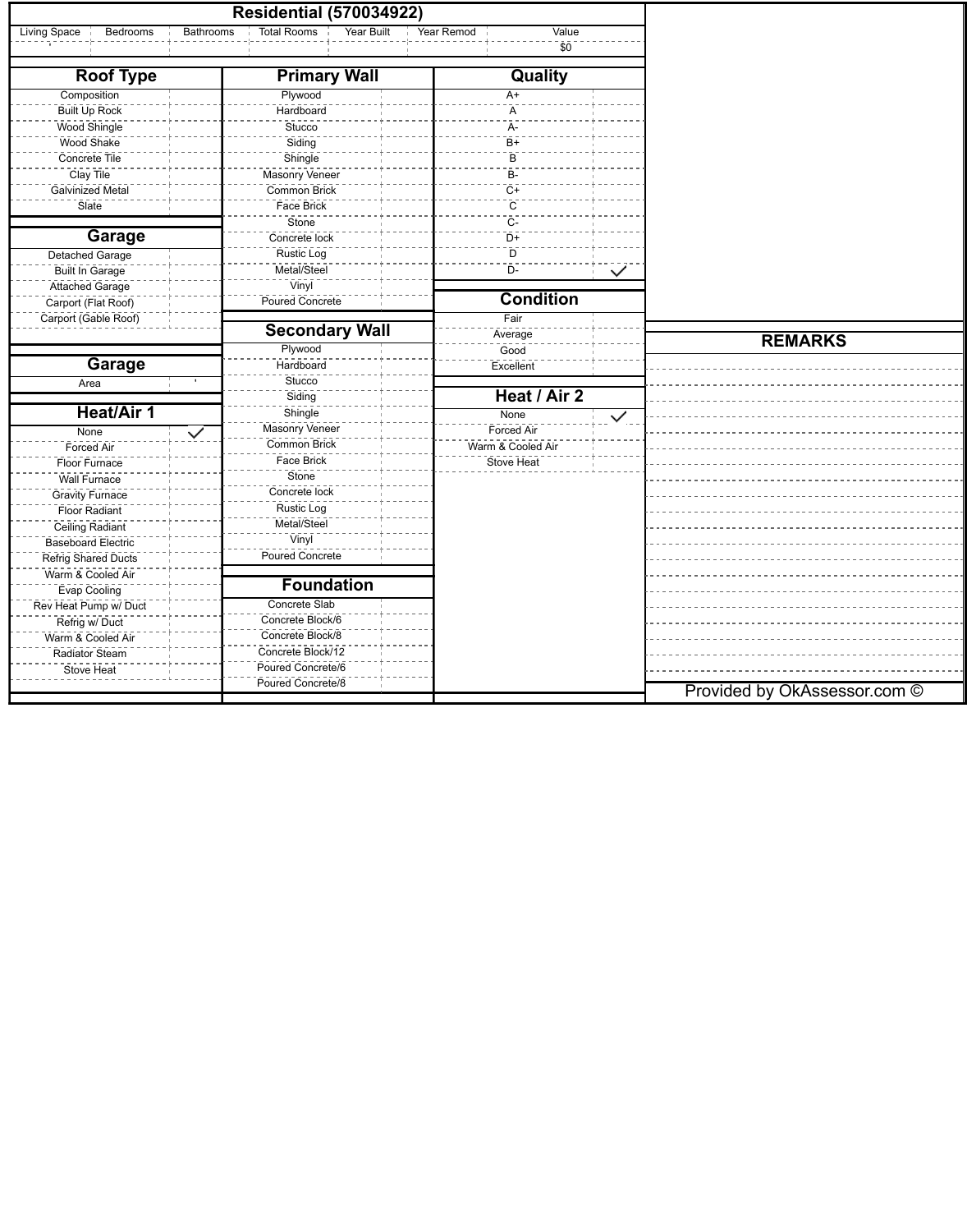# Residential (570034922)

| Living Space | Bedrooms | Bathrooms | Total Rooms | Year Built | Year Remod | Value |
|---|---|---|---|---|---|---|
| ' | | | | | | $0 |

## Roof Type

| | |
|---|---|
| Composition | |
| Built Up Rock | |
| Wood Shingle | |
| Wood Shake | |
| Concrete Tile | |
| Clay Tile | |
| Galvinized Metal | |
| Slate | |

## Garage

| | |
|---|---|
| Detached Garage | |
| Built In Garage | |
| Attached Garage | |
| Carport (Flat Roof) | |
| Carport (Gable Roof) | |

## Garage

| | |
|---|---|
| Area | ' |

## Heat/Air 1

| | |
|---|---|
| None | ✓ |
| Forced Air | |
| Floor Furnace | |
| Wall Furnace | |
| Gravity Furnace | |
| Floor Radiant | |
| Ceiling Radiant | |
| Baseboard Electric | |
| Refrig Shared Ducts | |
| Warm & Cooled Air | |
| Evap Cooling | |
| Rev Heat Pump w/ Duct | |
| Refrig w/ Duct | |
| Warm & Cooled Air | |
| Radiator Steam | |
| Stove Heat | |

## Primary Wall

| | |
|---|---|
| Plywood | |
| Hardboard | |
| Stucco | |
| Siding | |
| Shingle | |
| Masonry Veneer | |
| Common Brick | |
| Face Brick | |
| Stone | |
| Concrete lock | |
| Rustic Log | |
| Metal/Steel | |
| Vinyl | |
| Poured Concrete | |

## Secondary Wall

| | |
|---|---|
| Plywood | |
| Hardboard | |
| Stucco | |
| Siding | |
| Shingle | |
| Masonry Veneer | |
| Common Brick | |
| Face Brick | |
| Stone | |
| Concrete lock | |
| Rustic Log | |
| Metal/Steel | |
| Vinyl | |
| Poured Concrete | |

## Foundation

| | |
|---|---|
| Concrete Slab | |
| Concrete Block/6 | |
| Concrete Block/8 | |
| Concrete Block/12 | |
| Poured Concrete/6 | |
| Poured Concrete/8 | |

## Quality

| | |
|---|---|
| A+ | |
| A | |
| A- | |
| B+ | |
| B | |
| B- | |
| C+ | |
| C | |
| C- | |
| D+ | |
| D | |
| D- | ✓ |

## Condition

| | |
|---|---|
| Fair | |
| Average | |
| Good | |
| Excellent | |

## Heat / Air 2

| | |
|---|---|
| None | ✓ |
| Forced Air | |
| Warm & Cooled Air | |
| Stove Heat | |

## REMARKS

Provided by OkAssessor.com ©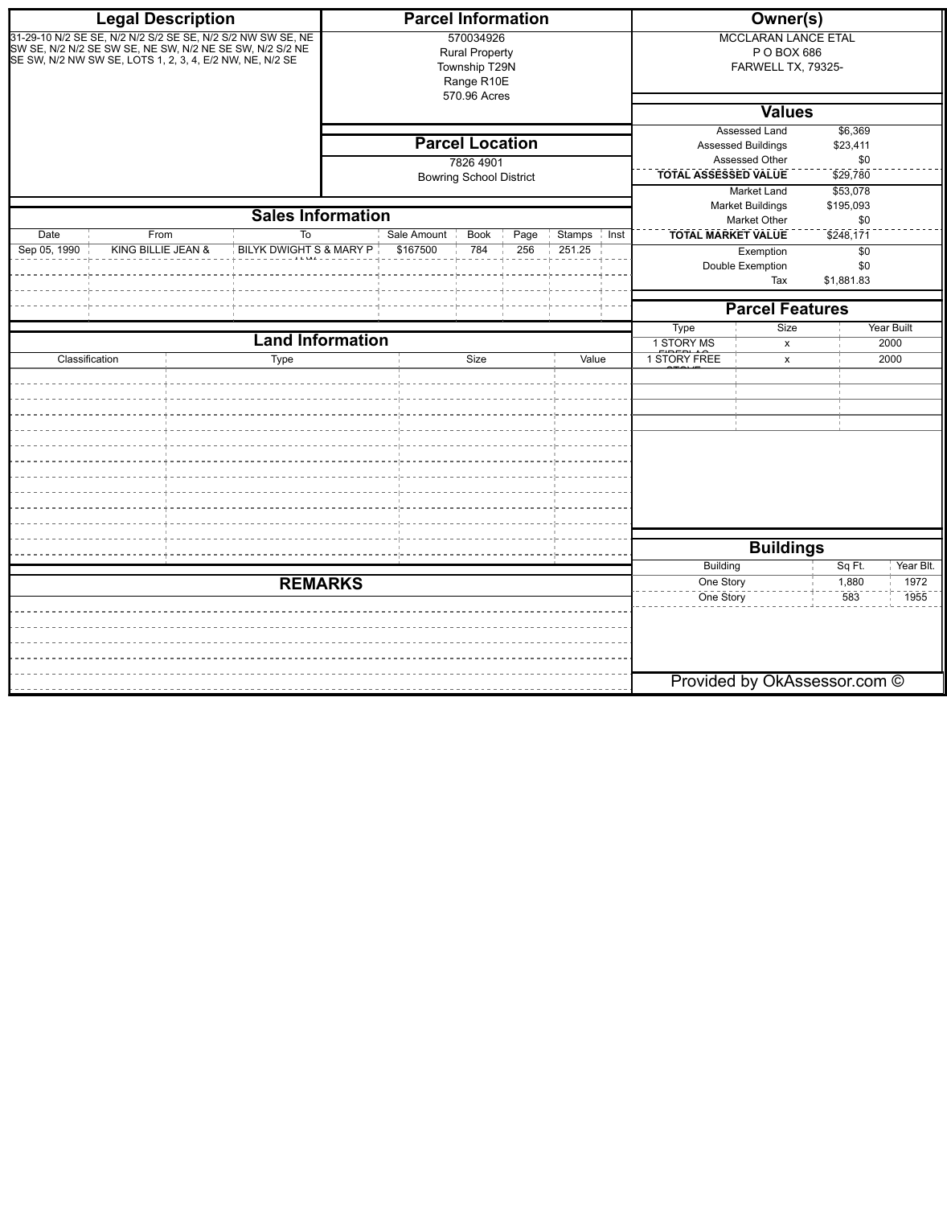## Legal Description

31-29-10 N/2 SE SE, N/2 N/2 S/2 SE SE, N/2 S/2 NW SW SE, NE SW SE, N/2 N/2 SE SW SE, NE SW, N/2 NE SE SW, N/2 S/2 NE SE SW, N/2 NW SW SE, LOTS 1, 2, 3, 4, E/2 NW, NE, N/2 SE

## Parcel Information

570034926
Rural Property
Township T29N
Range R10E
570.96 Acres

## Parcel Location

7826 4901
Bowring School District

## Owner(s)

MCCLARAN LANCE ETAL
P O BOX 686
FARWELL TX, 79325-

## Values

| | |
|---|---|
| Assessed Land | $6,369 |
| Assessed Buildings | $23,411 |
| Assessed Other | $0 |
| **TOTAL ASSESSED VALUE** | $29,780 |
| Market Land | $53,078 |
| Market Buildings | $195,093 |
| Market Other | $0 |
| **TOTAL MARKET VALUE** | $248,171 |
| Exemption | $0 |
| Double Exemption | $0 |
| Tax | $1,881.83 |

## Sales Information

| Date | From | To | Sale Amount | Book | Page | Stamps | Inst |
|---|---|---|---|---|---|---|---|
| Sep 05, 1990 | KING BILLIE JEAN & | BILYK DWIGHT S & MARY P | $167500 | 784 | 256 | 251.25 | |

## Land Information

| Classification | Type | Size | Value |
|---|---|---|---|

## Parcel Features

| Type | Size | Year Built |
|---|---|---|
| 1 STORY MS FIREPLAC | x | 2000 |
| 1 STORY FREE STOVE | x | 2000 |

## Buildings

| Building | Sq Ft. | Year Blt. |
|---|---|---|
| One Story | 1,880 | 1972 |
| One Story | 583 | 1955 |

## REMARKS

Provided by OkAssessor.com ©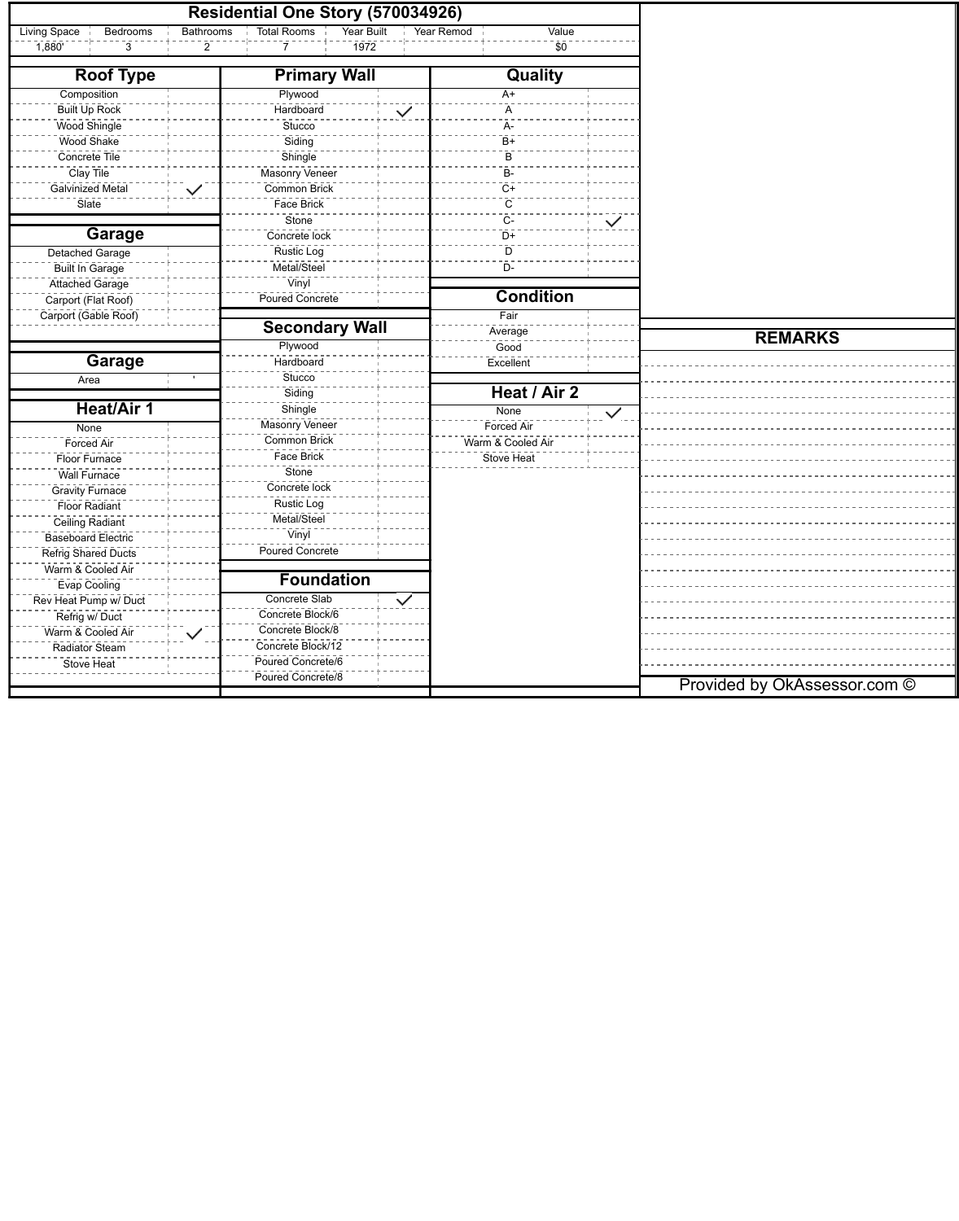## Residential One Story (570034926)

| Living Space | Bedrooms | Bathrooms | Total Rooms | Year Built | Year Remod | Value |
|---|---|---|---|---|---|---|
| 1,880' | 3 | 2 | 7 | 1972 | | $0 |

### Roof Type

| Type | |
|---|---|
| Composition | |
| Built Up Rock | |
| Wood Shingle | |
| Wood Shake | |
| Concrete Tile | |
| Clay Tile | |
| Galvinized Metal | ✓ |
| Slate | |

### Garage

| Type | |
|---|---|
| Detached Garage | |
| Built In Garage | |
| Attached Garage | |
| Carport (Flat Roof) | |
| Carport (Gable Roof) | |

### Garage

| | |
|---|---|
| Area | ' |

### Heat/Air 1

| Type | |
|---|---|
| None | |
| Forced Air | |
| Floor Furnace | |
| Wall Furnace | |
| Gravity Furnace | |
| Floor Radiant | |
| Ceiling Radiant | |
| Baseboard Electric | |
| Refrig Shared Ducts | |
| Warm & Cooled Air | |
| Evap Cooling | |
| Rev Heat Pump w/ Duct | |
| Refrig w/ Duct | |
| Warm & Cooled Air | ✓ |
| Radiator Steam | |
| Stove Heat | |

### Primary Wall

| Type | |
|---|---|
| Plywood | |
| Hardboard | ✓ |
| Stucco | |
| Siding | |
| Shingle | |
| Masonry Veneer | |
| Common Brick | |
| Face Brick | |
| Stone | |
| Concrete lock | |
| Rustic Log | |
| Metal/Steel | |
| Vinyl | |
| Poured Concrete | |

### Secondary Wall

| Type | |
|---|---|
| Plywood | |
| Hardboard | |
| Stucco | |
| Siding | |
| Shingle | |
| Masonry Veneer | |
| Common Brick | |
| Face Brick | |
| Stone | |
| Concrete lock | |
| Rustic Log | |
| Metal/Steel | |
| Vinyl | |
| Poured Concrete | |

### Foundation

| Type | |
|---|---|
| Concrete Slab | ✓ |
| Concrete Block/6 | |
| Concrete Block/8 | |
| Concrete Block/12 | |
| Poured Concrete/6 | |
| Poured Concrete/8 | |

### Quality

| Grade | |
|---|---|
| A+ | |
| A | |
| A- | |
| B+ | |
| B | |
| B- | |
| C+ | |
| C | |
| C- | ✓ |
| D+ | |
| D | |
| D- | |

### Condition

| Condition | |
|---|---|
| Fair | |
| Average | |
| Good | |
| Excellent | |

### Heat / Air 2

| Type | |
|---|---|
| None | ✓ |
| Forced Air | |
| Warm & Cooled Air | |
| Stove Heat | |

### REMARKS

Provided by OkAssessor.com ©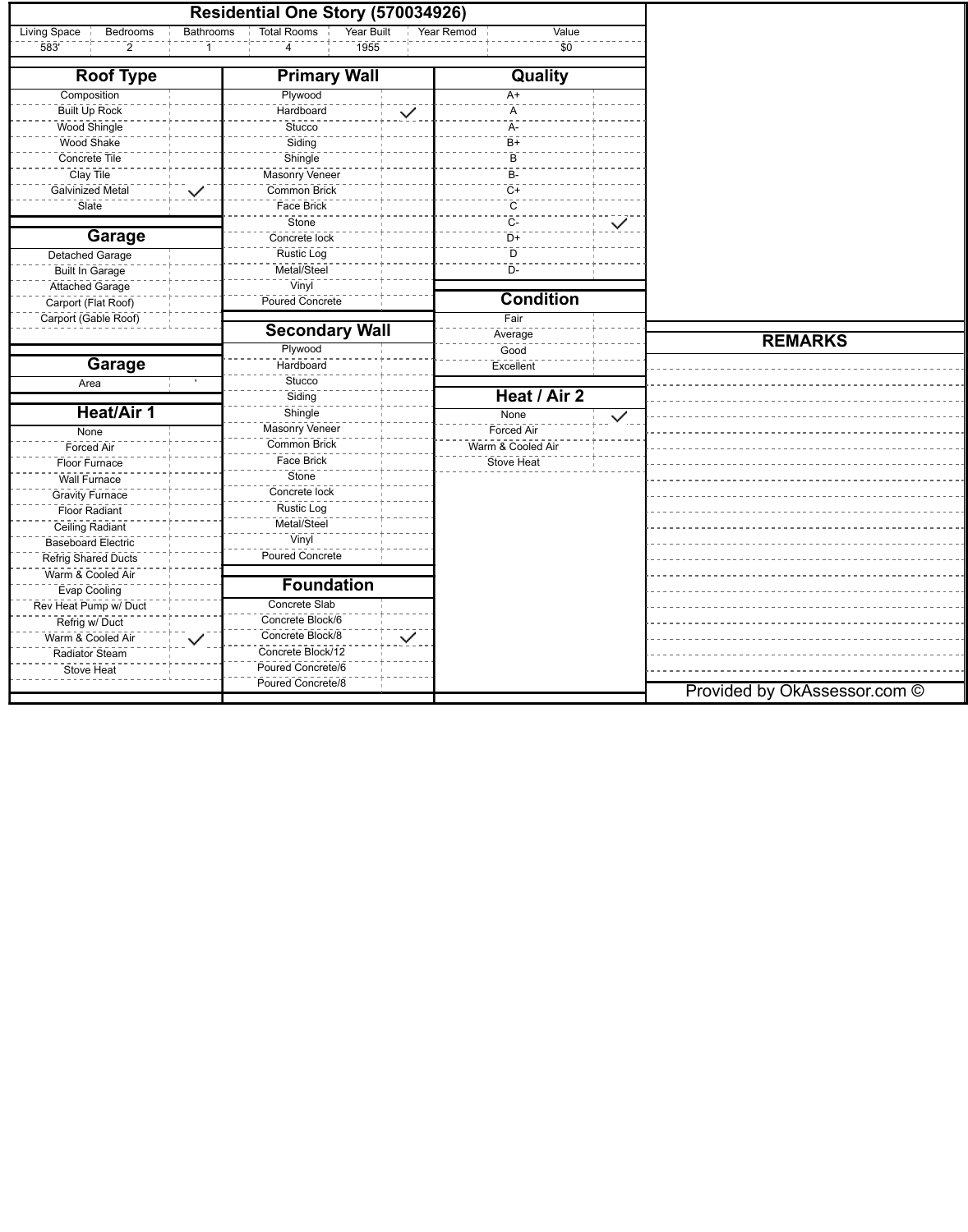# Residential One Story (570034926)

| Living Space | Bedrooms | Bathrooms | Total Rooms | Year Built | Year Remod | Value |
|---|---|---|---|---|---|---|
| 583' | 2 | 1 | 4 | 1955 | | $0 |

## Roof Type

| Roof Type | |
|---|---|
| Composition | |
| Built Up Rock | |
| Wood Shingle | |
| Wood Shake | |
| Concrete Tile | |
| Clay Tile | |
| Galvinized Metal | ✓ |
| Slate | |

## Garage

| Garage | |
|---|---|
| Detached Garage | |
| Built In Garage | |
| Attached Garage | |
| Carport (Flat Roof) | |
| Carport (Gable Roof) | |

## Garage

| Garage | |
|---|---|
| Area | ' |

## Heat/Air 1

| Heat/Air 1 | |
|---|---|
| None | |
| Forced Air | |
| Floor Furnace | |
| Wall Furnace | |
| Gravity Furnace | |
| Floor Radiant | |
| Ceiling Radiant | |
| Baseboard Electric | |
| Refrig Shared Ducts | |
| Warm & Cooled Air | |
| Evap Cooling | |
| Rev Heat Pump w/ Duct | |
| Refrig w/ Duct | |
| Warm & Cooled Air | ✓ |
| Radiator Steam | |
| Stove Heat | |

## Primary Wall

| Primary Wall | |
|---|---|
| Plywood | |
| Hardboard | ✓ |
| Stucco | |
| Siding | |
| Shingle | |
| Masonry Veneer | |
| Common Brick | |
| Face Brick | |
| Stone | |
| Concrete lock | |
| Rustic Log | |
| Metal/Steel | |
| Vinyl | |
| Poured Concrete | |

## Secondary Wall

| Secondary Wall | |
|---|---|
| Plywood | |
| Hardboard | |
| Stucco | |
| Siding | |
| Shingle | |
| Masonry Veneer | |
| Common Brick | |
| Face Brick | |
| Stone | |
| Concrete lock | |
| Rustic Log | |
| Metal/Steel | |
| Vinyl | |
| Poured Concrete | |

## Foundation

| Foundation | |
|---|---|
| Concrete Slab | |
| Concrete Block/6 | |
| Concrete Block/8 | ✓ |
| Concrete Block/12 | |
| Poured Concrete/6 | |
| Poured Concrete/8 | |

## Quality

| Quality | |
|---|---|
| A+ | |
| A | |
| A- | |
| B+ | |
| B | |
| B- | |
| C+ | |
| C | |
| C- | ✓ |
| D+ | |
| D | |
| D- | |

## Condition

| Condition | |
|---|---|
| Fair | |
| Average | |
| Good | |
| Excellent | |

## Heat / Air 2

| Heat / Air 2 | |
|---|---|
| None | ✓ |
| Forced Air | |
| Warm & Cooled Air | |
| Stove Heat | |

## REMARKS

Provided by OkAssessor.com ©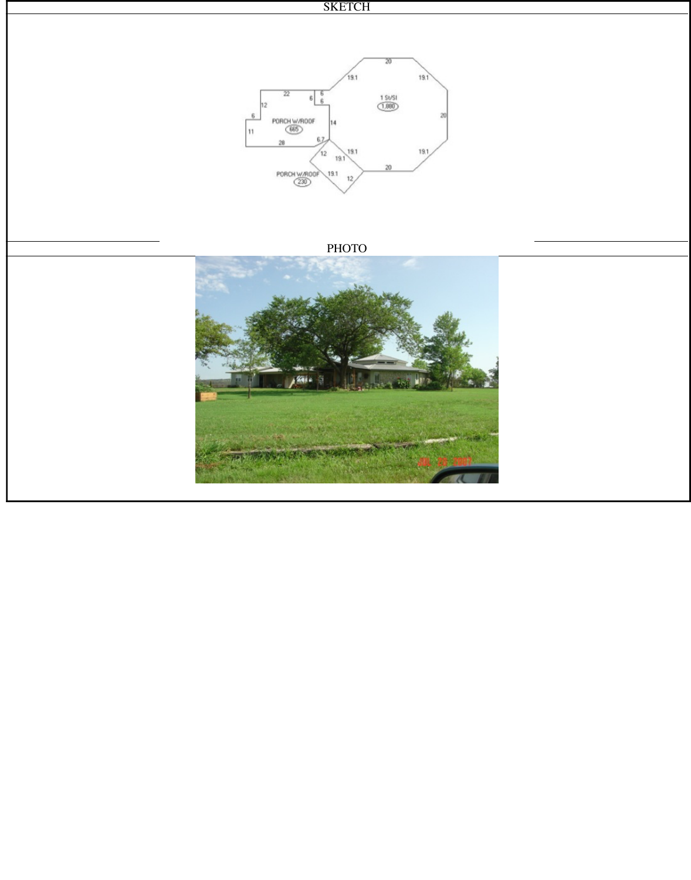SKETCH

PORCH W/ROOF
665

1 St/Sl
1,880

PORCH W/ROOF
230

22
6
6
6
12
6
11
14
28
6.7
12
19.1
19.1
12
19.1
19.1
20
19.1
19.1
20
19.1
19.1
20

PHOTO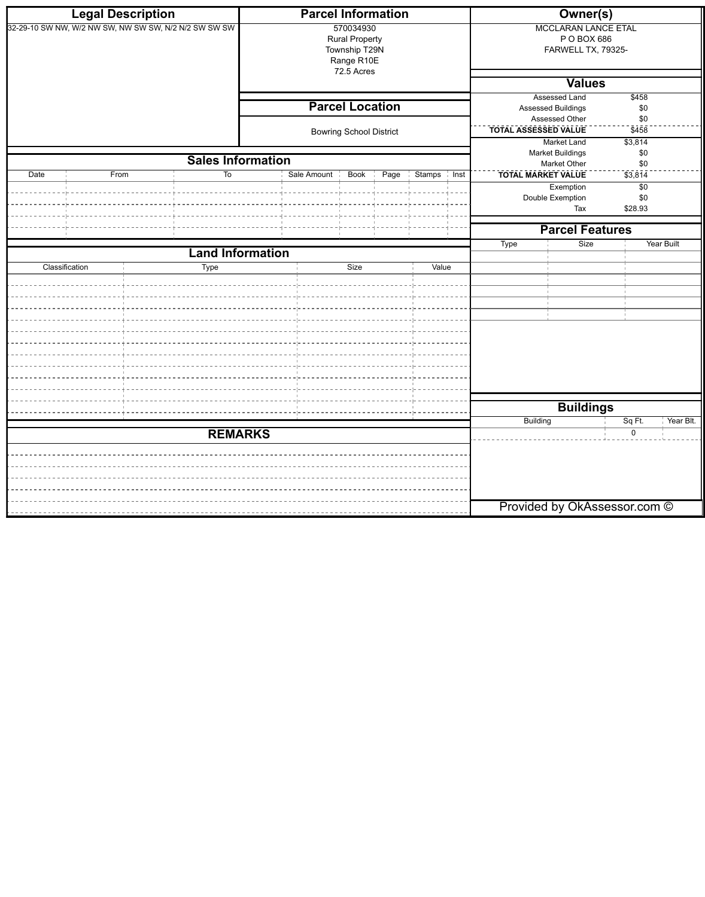## Legal Description

32-29-10 SW NW, W/2 NW SW, NW SW SW, N/2 N/2 SW SW SW

## Parcel Information

570034930
Rural Property
Township T29N
Range R10E
72.5 Acres

## Parcel Location

Bowring School District

## Owner(s)

MCCLARAN LANCE ETAL
P O BOX 686
FARWELL TX, 79325-

## Values

| | |
|---|---|
| Assessed Land | $458 |
| Assessed Buildings | $0 |
| Assessed Other | $0 |
| **TOTAL ASSESSED VALUE** | $458 |
| Market Land | $3,814 |
| Market Buildings | $0 |
| Market Other | $0 |
| **TOTAL MARKET VALUE** | $3,814 |
| Exemption | $0 |
| Double Exemption | $0 |
| Tax | $28.93 |

## Sales Information

| Date | From | To | Sale Amount | Book | Page | Stamps | Inst |
|---|---|---|---|---|---|---|---|
| | | | | | | | |

## Parcel Features

| Type | Size | Year Built |
|---|---|---|
| | | |

## Land Information

| Classification | Type | Size | Value |
|---|---|---|---|
| | | | |

## Buildings

| Building | Sq Ft. | Year Blt. |
|---|---|---|
| | 0 | |

## REMARKS

Provided by OkAssessor.com ©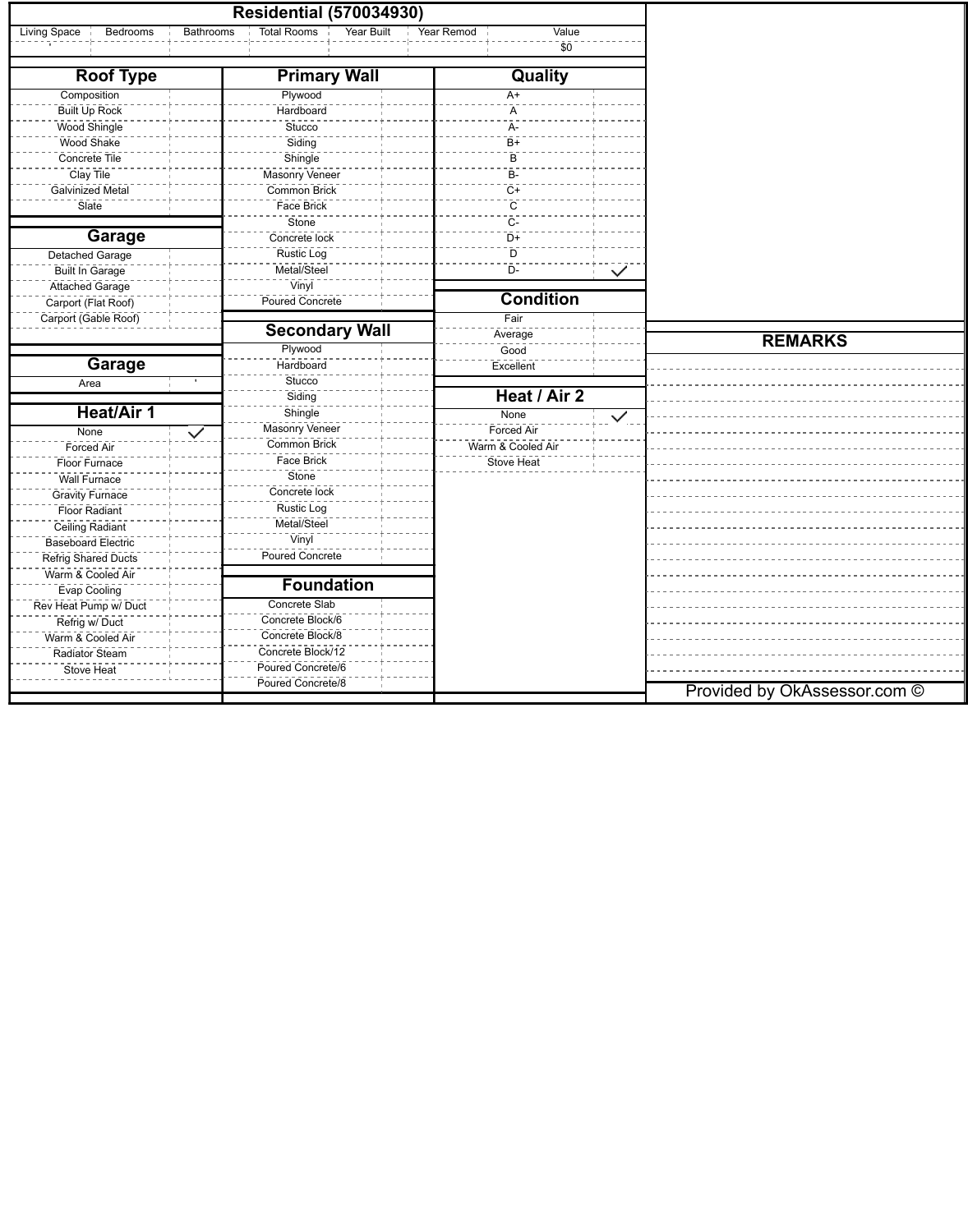# Residential (570034930)

| Living Space | Bedrooms | Bathrooms | Total Rooms | Year Built | Year Remod | Value |
|---|---|---|---|---|---|---|
| ' | | | | | | $0 |

## Roof Type

| | |
|---|---|
| Composition | |
| Built Up Rock | |
| Wood Shingle | |
| Wood Shake | |
| Concrete Tile | |
| Clay Tile | |
| Galvinized Metal | |
| Slate | |

## Garage

| | |
|---|---|
| Detached Garage | |
| Built In Garage | |
| Attached Garage | |
| Carport (Flat Roof) | |
| Carport (Gable Roof) | |

## Garage

| | |
|---|---|
| Area | ' |

## Heat/Air 1

| | |
|---|---|
| None | ✓ |
| Forced Air | |
| Floor Furnace | |
| Wall Furnace | |
| Gravity Furnace | |
| Floor Radiant | |
| Ceiling Radiant | |
| Baseboard Electric | |
| Refrig Shared Ducts | |
| Warm & Cooled Air | |
| Evap Cooling | |
| Rev Heat Pump w/ Duct | |
| Refrig w/ Duct | |
| Warm & Cooled Air | |
| Radiator Steam | |
| Stove Heat | |

## Primary Wall

| | |
|---|---|
| Plywood | |
| Hardboard | |
| Stucco | |
| Siding | |
| Shingle | |
| Masonry Veneer | |
| Common Brick | |
| Face Brick | |
| Stone | |
| Concrete lock | |
| Rustic Log | |
| Metal/Steel | |
| Vinyl | |
| Poured Concrete | |

## Secondary Wall

| | |
|---|---|
| Plywood | |
| Hardboard | |
| Stucco | |
| Siding | |
| Shingle | |
| Masonry Veneer | |
| Common Brick | |
| Face Brick | |
| Stone | |
| Concrete lock | |
| Rustic Log | |
| Metal/Steel | |
| Vinyl | |
| Poured Concrete | |

## Foundation

| | |
|---|---|
| Concrete Slab | |
| Concrete Block/6 | |
| Concrete Block/8 | |
| Concrete Block/12 | |
| Poured Concrete/6 | |
| Poured Concrete/8 | |

## Quality

| | |
|---|---|
| A+ | |
| A | |
| A- | |
| B+ | |
| B | |
| B- | |
| C+ | |
| C | |
| C- | |
| D+ | |
| D | |
| D- | ✓ |

## Condition

| | |
|---|---|
| Fair | |
| Average | |
| Good | |
| Excellent | |

## Heat / Air 2

| | |
|---|---|
| None | ✓ |
| Forced Air | |
| Warm & Cooled Air | |
| Stove Heat | |

## REMARKS

Provided by OkAssessor.com ©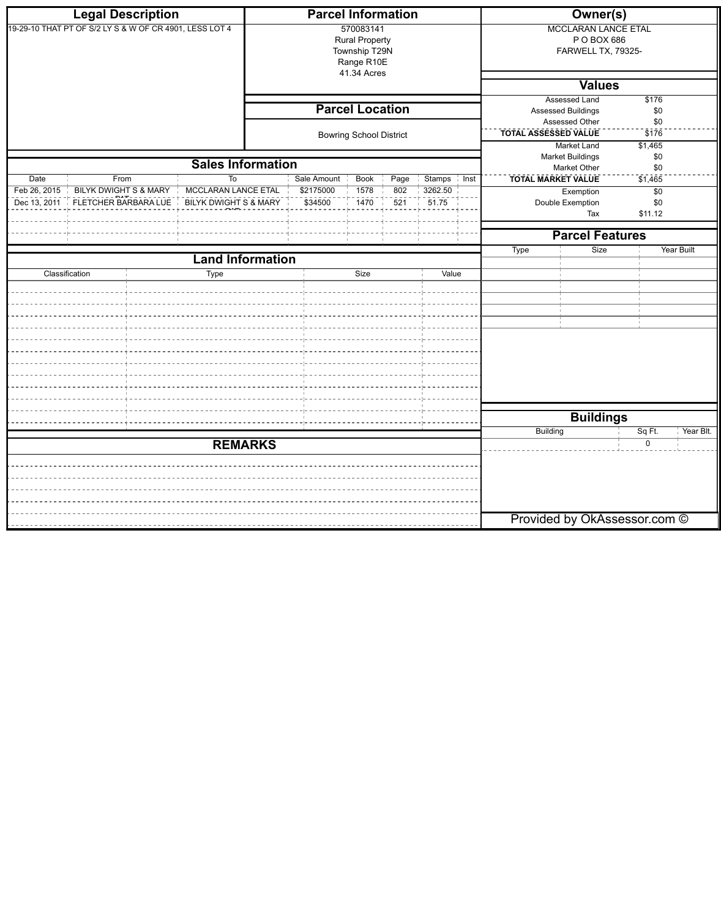## Legal Description

19-29-10 THAT PT OF S/2 LY S & W OF CR 4901, LESS LOT 4

## Parcel Information

570083141
Rural Property
Township T29N
Range R10E
41.34 Acres

## Parcel Location

Bowring School District

## Owner(s)

MCCLARAN LANCE ETAL
P O BOX 686
FARWELL TX, 79325-

## Values

| | |
|---|---|
| Assessed Land | $176 |
| Assessed Buildings | $0 |
| Assessed Other | $0 |
| **TOTAL ASSESSED VALUE** | $176 |
| Market Land | $1,465 |
| Market Buildings | $0 |
| Market Other | $0 |
| **TOTAL MARKET VALUE** | $1,465 |
| Exemption | $0 |
| Double Exemption | $0 |
| Tax | $11.12 |

## Sales Information

| Date | From | To | Sale Amount | Book | Page | Stamps | Inst |
|---|---|---|---|---|---|---|---|
| Feb 26, 2015 | BILYK DWIGHT S & MARY PAT | MCCLARAN LANCE ETAL | $2175000 | 1578 | 802 | 3262.50 | |
| Dec 13, 2011 | FLETCHER BARBARA LUE | BILYK DWIGHT S & MARY PAT | $34500 | 1470 | 521 | 51.75 | |

## Parcel Features

| Type | Size | Year Built |
|---|---|---|

## Land Information

| Classification | Type | Size | Value |
|---|---|---|---|

## Buildings

| Building | Sq Ft. | Year Blt. |
|---|---|---|
| | 0 | |

## REMARKS

Provided by OkAssessor.com ©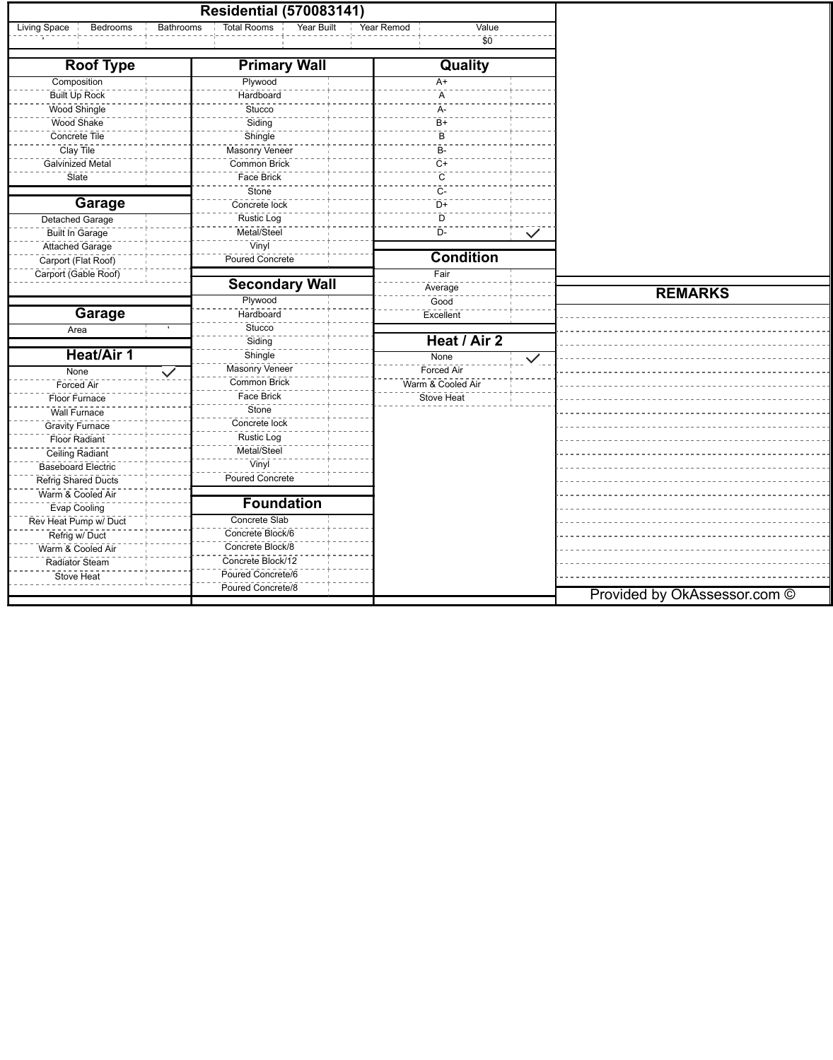## Residential (570083141)

| Living Space | Bedrooms | Bathrooms | Total Rooms | Year Built | Year Remod | Value |
|---|---|---|---|---|---|---|
| ' | | | | | | $0 |

### Roof Type

| | |
|---|---|
| Composition | |
| Built Up Rock | |
| Wood Shingle | |
| Wood Shake | |
| Concrete Tile | |
| Clay Tile | |
| Galvinized Metal | |
| Slate | |

### Garage

| | |
|---|---|
| Detached Garage | |
| Built In Garage | |
| Attached Garage | |
| Carport (Flat Roof) | |
| Carport (Gable Roof) | |

### Garage

| | |
|---|---|
| Area | ' |

### Heat/Air 1

| | |
|---|---|
| None | ✓ |
| Forced Air | |
| Floor Furnace | |
| Wall Furnace | |
| Gravity Furnace | |
| Floor Radiant | |
| Ceiling Radiant | |
| Baseboard Electric | |
| Refrig Shared Ducts | |
| Warm & Cooled Air | |
| Evap Cooling | |
| Rev Heat Pump w/ Duct | |
| Refrig w/ Duct | |
| Warm & Cooled Air | |
| Radiator Steam | |
| Stove Heat | |

### Primary Wall

| | |
|---|---|
| Plywood | |
| Hardboard | |
| Stucco | |
| Siding | |
| Shingle | |
| Masonry Veneer | |
| Common Brick | |
| Face Brick | |
| Stone | |
| Concrete lock | |
| Rustic Log | |
| Metal/Steel | |
| Vinyl | |
| Poured Concrete | |

### Secondary Wall

| | |
|---|---|
| Plywood | |
| Hardboard | |
| Stucco | |
| Siding | |
| Shingle | |
| Masonry Veneer | |
| Common Brick | |
| Face Brick | |
| Stone | |
| Concrete lock | |
| Rustic Log | |
| Metal/Steel | |
| Vinyl | |
| Poured Concrete | |

### Foundation

| | |
|---|---|
| Concrete Slab | |
| Concrete Block/6 | |
| Concrete Block/8 | |
| Concrete Block/12 | |
| Poured Concrete/6 | |
| Poured Concrete/8 | |

### Quality

| | |
|---|---|
| A+ | |
| A | |
| A- | |
| B+ | |
| B | |
| B- | |
| C+ | |
| C | |
| C- | |
| D+ | |
| D | |
| D- | ✓ |

### Condition

| | |
|---|---|
| Fair | |
| Average | |
| Good | |
| Excellent | |

### Heat / Air 2

| | |
|---|---|
| None | ✓ |
| Forced Air | |
| Warm & Cooled Air | |
| Stove Heat | |

### REMARKS

Provided by OkAssessor.com ©